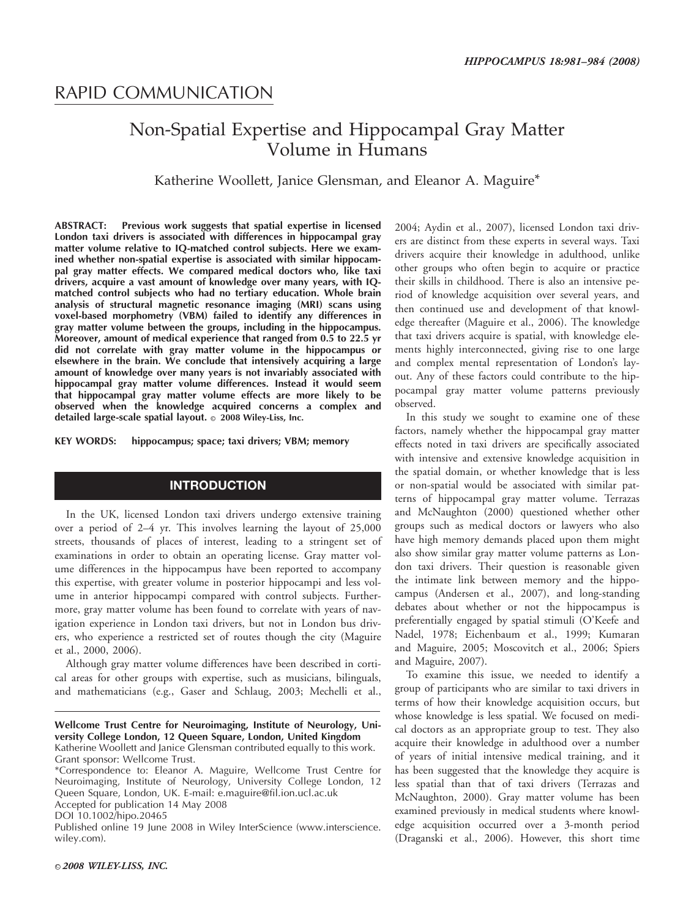## RAPID COMMUNICATION

# Non-Spatial Expertise and Hippocampal Gray Matter Volume in Humans

Katherine Woollett, Janice Glensman, and Eleanor A. Maguire*

**ABSTRACT: Previous work suggests that spatial expertise in licensed London taxi drivers is associated with differences in hippocampal gray matter volume relative to IQ-matched control subjects. Here we examined whether non-spatial expertise is associated with similar hippocampal gray matter effects. We compared medical doctors who, like taxi drivers, acquire a vast amount of knowledge over many years, with IQ-matched control subjects who had no tertiary education. Whole brain analysis of structural magnetic resonance imaging (MRI) scans using voxel-based morphometry (VBM) failed to identify any differences in gray matter volume between the groups, including in the hippocampus. Moreover, amount of medical experience that ranged from 0.5 to 22.5 yr did not correlate with gray matter volume in the hippocampus or elsewhere in the brain. We conclude that intensively acquiring a large amount of knowledge over many years is not invariably associated with hippocampal gray matter volume differences. Instead it would seem that hippocampal gray matter volume effects are more likely to be observed when the knowledge acquired concerns a complex and detailed large-scale spatial layout.** © **2008 Wiley-Liss, Inc.**

**KEY WORDS: hippocampus; space; taxi drivers; VBM; memory**

## INTRODUCTION

In the UK, licensed London taxi drivers undergo extensive training over a period of 2–4 yr. This involves learning the layout of 25,000 streets, thousands of places of interest, leading to a stringent set of examinations in order to obtain an operating license. Gray matter volume differences in the hippocampus have been reported to accompany this expertise, with greater volume in posterior hippocampi and less volume in anterior hippocampi compared with control subjects. Furthermore, gray matter volume has been found to correlate with years of navigation experience in London taxi drivers, but not in London bus drivers, who experience a restricted set of routes though the city (Maguire et al., 2000, 2006).

Although gray matter volume differences have been described in cortical areas for other groups with expertise, such as musicians, bilinguals, and mathematicians (e.g., Gaser and Schlaug, 2003; Mechelli et al., 2004; Aydin et al., 2007), licensed London taxi drivers are distinct from these experts in several ways. Taxi drivers acquire their knowledge in adulthood, unlike other groups who often begin to acquire or practice their skills in childhood. There is also an intensive period of knowledge acquisition over several years, and then continued use and development of that knowledge thereafter (Maguire et al., 2006). The knowledge that taxi drivers acquire is spatial, with knowledge elements highly interconnected, giving rise to one large and complex mental representation of London's layout. Any of these factors could contribute to the hippocampal gray matter volume patterns previously observed.

In this study we sought to examine one of these factors, namely whether the hippocampal gray matter effects noted in taxi drivers are specifically associated with intensive and extensive knowledge acquisition in the spatial domain, or whether knowledge that is less or non-spatial would be associated with similar patterns of hippocampal gray matter volume. Terrazas and McNaughton (2000) questioned whether other groups such as medical doctors or lawyers who also have high memory demands placed upon them might also show similar gray matter volume patterns as London taxi drivers. Their question is reasonable given the intimate link between memory and the hippocampus (Andersen et al., 2007), and long-standing debates about whether or not the hippocampus is preferentially engaged by spatial stimuli (O'Keefe and Nadel, 1978; Eichenbaum et al., 1999; Kumaran and Maguire, 2005; Moscovitch et al., 2006; Spiers and Maguire, 2007).

To examine this issue, we needed to identify a group of participants who are similar to taxi drivers in terms of how their knowledge acquisition occurs, but whose knowledge is less spatial. We focused on medical doctors as an appropriate group to test. They also acquire their knowledge in adulthood over a number of years of initial intensive medical training, and it has been suggested that the knowledge they acquire is less spatial than that of taxi drivers (Terrazas and McNaughton, 2000). Gray matter volume has been examined previously in medical students where knowledge acquisition occurred over a 3-month period (Draganski et al., 2006). However, this short time

---

**Wellcome Trust Centre for Neuroimaging, Institute of Neurology, University College London, 12 Queen Square, London, United Kingdom**
Katherine Woollett and Janice Glensman contributed equally to this work.
Grant sponsor: Wellcome Trust.
*Correspondence to: Eleanor A. Maguire, Wellcome Trust Centre for Neuroimaging, Institute of Neurology, University College London, 12 Queen Square, London, UK. E-mail: e.maguire@fil.ion.ucl.ac.uk
Accepted for publication 14 May 2008
DOI 10.1002/hipo.20465
Published online 19 June 2008 in Wiley InterScience (www.interscience.wiley.com).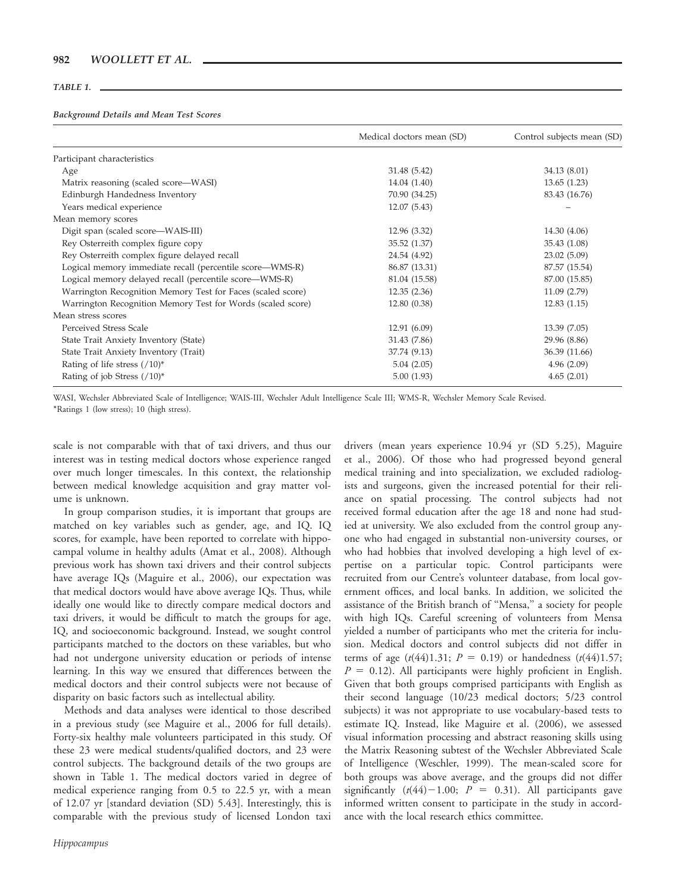*TABLE 1.*

***Background Details and Mean Test Scores***

| | Medical doctors mean (SD) | Control subjects mean (SD) |
|---|---|---|
| Participant characteristics | | |
| Age | 31.48 (5.42) | 34.13 (8.01) |
| Matrix reasoning (scaled score—WASI) | 14.04 (1.40) | 13.65 (1.23) |
| Edinburgh Handedness Inventory | 70.90 (34.25) | 83.43 (16.76) |
| Years medical experience | 12.07 (5.43) | – |
| Mean memory scores | | |
| Digit span (scaled score—WAIS-III) | 12.96 (3.32) | 14.30 (4.06) |
| Rey Osterreith complex figure copy | 35.52 (1.37) | 35.43 (1.08) |
| Rey Osterreith complex figure delayed recall | 24.54 (4.92) | 23.02 (5.09) |
| Logical memory immediate recall (percentile score—WMS-R) | 86.87 (13.31) | 87.57 (15.54) |
| Logical memory delayed recall (percentile score—WMS-R) | 81.04 (15.58) | 87.00 (15.85) |
| Warrington Recognition Memory Test for Faces (scaled score) | 12.35 (2.36) | 11.09 (2.79) |
| Warrington Recognition Memory Test for Words (scaled score) | 12.80 (0.38) | 12.83 (1.15) |
| Mean stress scores | | |
| Perceived Stress Scale | 12.91 (6.09) | 13.39 (7.05) |
| State Trait Anxiety Inventory (State) | 31.43 (7.86) | 29.96 (8.86) |
| State Trait Anxiety Inventory (Trait) | 37.74 (9.13) | 36.39 (11.66) |
| Rating of life stress (/10)* | 5.04 (2.05) | 4.96 (2.09) |
| Rating of job Stress (/10)* | 5.00 (1.93) | 4.65 (2.01) |

WASI, Wechsler Abbreviated Scale of Intelligence; WAIS-III, Wechsler Adult Intelligence Scale III; WMS-R, Wechsler Memory Scale Revised.
*Ratings 1 (low stress); 10 (high stress).

scale is not comparable with that of taxi drivers, and thus our interest was in testing medical doctors whose experience ranged over much longer timescales. In this context, the relationship between medical knowledge acquisition and gray matter volume is unknown.

In group comparison studies, it is important that groups are matched on key variables such as gender, age, and IQ. IQ scores, for example, have been reported to correlate with hippocampal volume in healthy adults (Amat et al., 2008). Although previous work has shown taxi drivers and their control subjects have average IQs (Maguire et al., 2006), our expectation was that medical doctors would have above average IQs. Thus, while ideally one would like to directly compare medical doctors and taxi drivers, it would be difficult to match the groups for age, IQ, and socioeconomic background. Instead, we sought control participants matched to the doctors on these variables, but who had not undergone university education or periods of intense learning. In this way we ensured that differences between the medical doctors and their control subjects were not because of disparity on basic factors such as intellectual ability.

Methods and data analyses were identical to those described in a previous study (see Maguire et al., 2006 for full details). Forty-six healthy male volunteers participated in this study. Of these 23 were medical students/qualified doctors, and 23 were control subjects. The background details of the two groups are shown in Table 1. The medical doctors varied in degree of medical experience ranging from 0.5 to 22.5 yr, with a mean of 12.07 yr [standard deviation (SD) 5.43]. Interestingly, this is comparable with the previous study of licensed London taxi drivers (mean years experience 10.94 yr (SD 5.25), Maguire et al., 2006). Of those who had progressed beyond general medical training and into specialization, we excluded radiologists and surgeons, given the increased potential for their reliance on spatial processing. The control subjects had not received formal education after the age 18 and none had studied at university. We also excluded from the control group anyone who had engaged in substantial non-university courses, or who had hobbies that involved developing a high level of expertise on a particular topic. Control participants were recruited from our Centre's volunteer database, from local government offices, and local banks. In addition, we solicited the assistance of the British branch of "Mensa," a society for people with high IQs. Careful screening of volunteers from Mensa yielded a number of participants who met the criteria for inclusion. Medical doctors and control subjects did not differ in terms of age ($t(44)1.31$; $P = 0.19$) or handedness ($t(44)1.57$; $P = 0.12$). All participants were highly proficient in English. Given that both groups comprised participants with English as their second language (10/23 medical doctors; 5/23 control subjects) it was not appropriate to use vocabulary-based tests to estimate IQ. Instead, like Maguire et al. (2006), we assessed visual information processing and abstract reasoning skills using the Matrix Reasoning subtest of the Wechsler Abbreviated Scale of Intelligence (Weschler, 1999). The mean-scaled score for both groups was above average, and the groups did not differ significantly ($t(44)-1.00$; $P = 0.31$). All participants gave informed written consent to participate in the study in accordance with the local research ethics committee.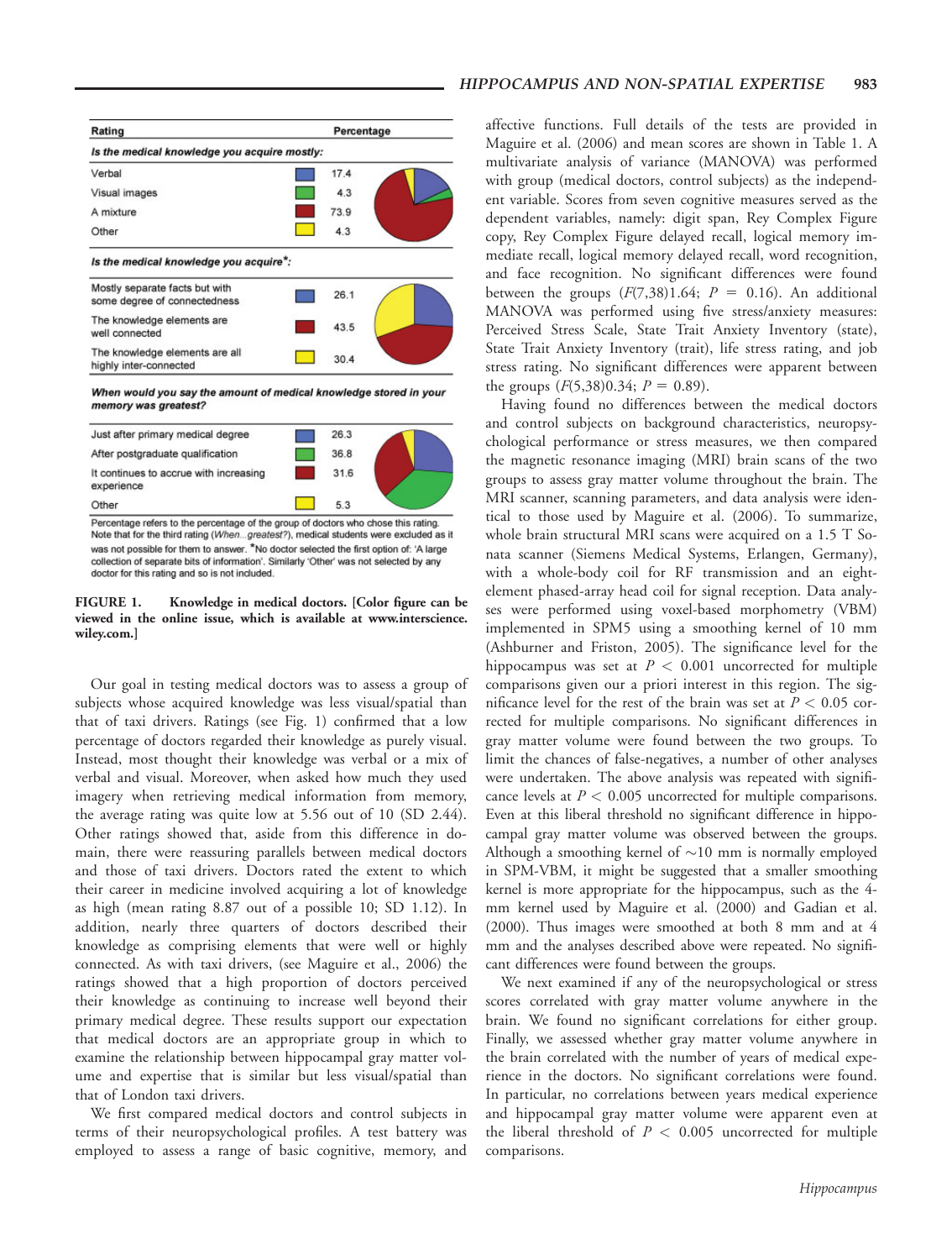| Rating | Percentage |
|---|---|
| ***Is the medical knowledge you acquire mostly:*** | |
| Verbal | 17.4 |
| Visual images | 4.3 |
| A mixture | 73.9 |
| Other | 4.3 |
| ***Is the medical knowledge you acquire*:*** | |
| Mostly separate facts but with some degree of connectedness | 26.1 |
| The knowledge elements are well connected | 43.5 |
| The knowledge elements are all highly inter-connected | 30.4 |
| ***When would you say the amount of medical knowledge stored in your memory was greatest?*** | |
| Just after primary medical degree | 26.3 |
| After postgraduate qualification | 36.8 |
| It continues to accrue with increasing experience | 31.6 |
| Other | 5.3 |

Percentage refers to the percentage of the group of doctors who chose this rating. Note that for the third rating (*When...greatest?*), medical students were excluded as it was not possible for them to answer. *No doctor selected the first option of: 'A large collection of separate bits of information'. Similarly 'Other' was not selected by any doctor for this rating and so is not included.

**FIGURE 1. Knowledge in medical doctors. [Color figure can be viewed in the online issue, which is available at www.interscience.wiley.com.]**

Our goal in testing medical doctors was to assess a group of subjects whose acquired knowledge was less visual/spatial than that of taxi drivers. Ratings (see Fig. 1) confirmed that a low percentage of doctors regarded their knowledge as purely visual. Instead, most thought their knowledge was verbal or a mix of verbal and visual. Moreover, when asked how much they used imagery when retrieving medical information from memory, the average rating was quite low at 5.56 out of 10 (SD 2.44). Other ratings showed that, aside from this difference in domain, there were reassuring parallels between medical doctors and those of taxi drivers. Doctors rated the extent to which their career in medicine involved acquiring a lot of knowledge as high (mean rating 8.87 out of a possible 10; SD 1.12). In addition, nearly three quarters of doctors described their knowledge as comprising elements that were well or highly connected. As with taxi drivers, (see Maguire et al., 2006) the ratings showed that a high proportion of doctors perceived their knowledge as continuing to increase well beyond their primary medical degree. These results support our expectation that medical doctors are an appropriate group in which to examine the relationship between hippocampal gray matter volume and expertise that is similar but less visual/spatial than that of London taxi drivers.

We first compared medical doctors and control subjects in terms of their neuropsychological profiles. A test battery was employed to assess a range of basic cognitive, memory, and affective functions. Full details of the tests are provided in Maguire et al. (2006) and mean scores are shown in Table 1. A multivariate analysis of variance (MANOVA) was performed with group (medical doctors, control subjects) as the independent variable. Scores from seven cognitive measures served as the dependent variables, namely: digit span, Rey Complex Figure copy, Rey Complex Figure delayed recall, logical memory immediate recall, logical memory delayed recall, word recognition, and face recognition. No significant differences were found between the groups ($F(7,38)1.64$; $P = 0.16$). An additional MANOVA was performed using five stress/anxiety measures: Perceived Stress Scale, State Trait Anxiety Inventory (state), State Trait Anxiety Inventory (trait), life stress rating, and job stress rating. No significant differences were apparent between the groups ($F(5,38)0.34$; $P = 0.89$).

Having found no differences between the medical doctors and control subjects on background characteristics, neuropsychological performance or stress measures, we then compared the magnetic resonance imaging (MRI) brain scans of the two groups to assess gray matter volume throughout the brain. The MRI scanner, scanning parameters, and data analysis were identical to those used by Maguire et al. (2006). To summarize, whole brain structural MRI scans were acquired on a 1.5 T Sonata scanner (Siemens Medical Systems, Erlangen, Germany), with a whole-body coil for RF transmission and an eight-element phased-array head coil for signal reception. Data analyses were performed using voxel-based morphometry (VBM) implemented in SPM5 using a smoothing kernel of 10 mm (Ashburner and Friston, 2005). The significance level for the hippocampus was set at $P < 0.001$ uncorrected for multiple comparisons given our a priori interest in this region. The significance level for the rest of the brain was set at $P < 0.05$ corrected for multiple comparisons. No significant differences in gray matter volume were found between the two groups. To limit the chances of false-negatives, a number of other analyses were undertaken. The above analysis was repeated with significance levels at $P < 0.005$ uncorrected for multiple comparisons. Even at this liberal threshold no significant difference in hippocampal gray matter volume was observed between the groups. Although a smoothing kernel of ~10 mm is normally employed in SPM-VBM, it might be suggested that a smaller smoothing kernel is more appropriate for the hippocampus, such as the 4-mm kernel used by Maguire et al. (2000) and Gadian et al. (2000). Thus images were smoothed at both 8 mm and at 4 mm and the analyses described above were repeated. No significant differences were found between the groups.

We next examined if any of the neuropsychological or stress scores correlated with gray matter volume anywhere in the brain. We found no significant correlations for either group. Finally, we assessed whether gray matter volume anywhere in the brain correlated with the number of years of medical experience in the doctors. No significant correlations were found. In particular, no correlations between years medical experience and hippocampal gray matter volume were apparent even at the liberal threshold of $P < 0.005$ uncorrected for multiple comparisons.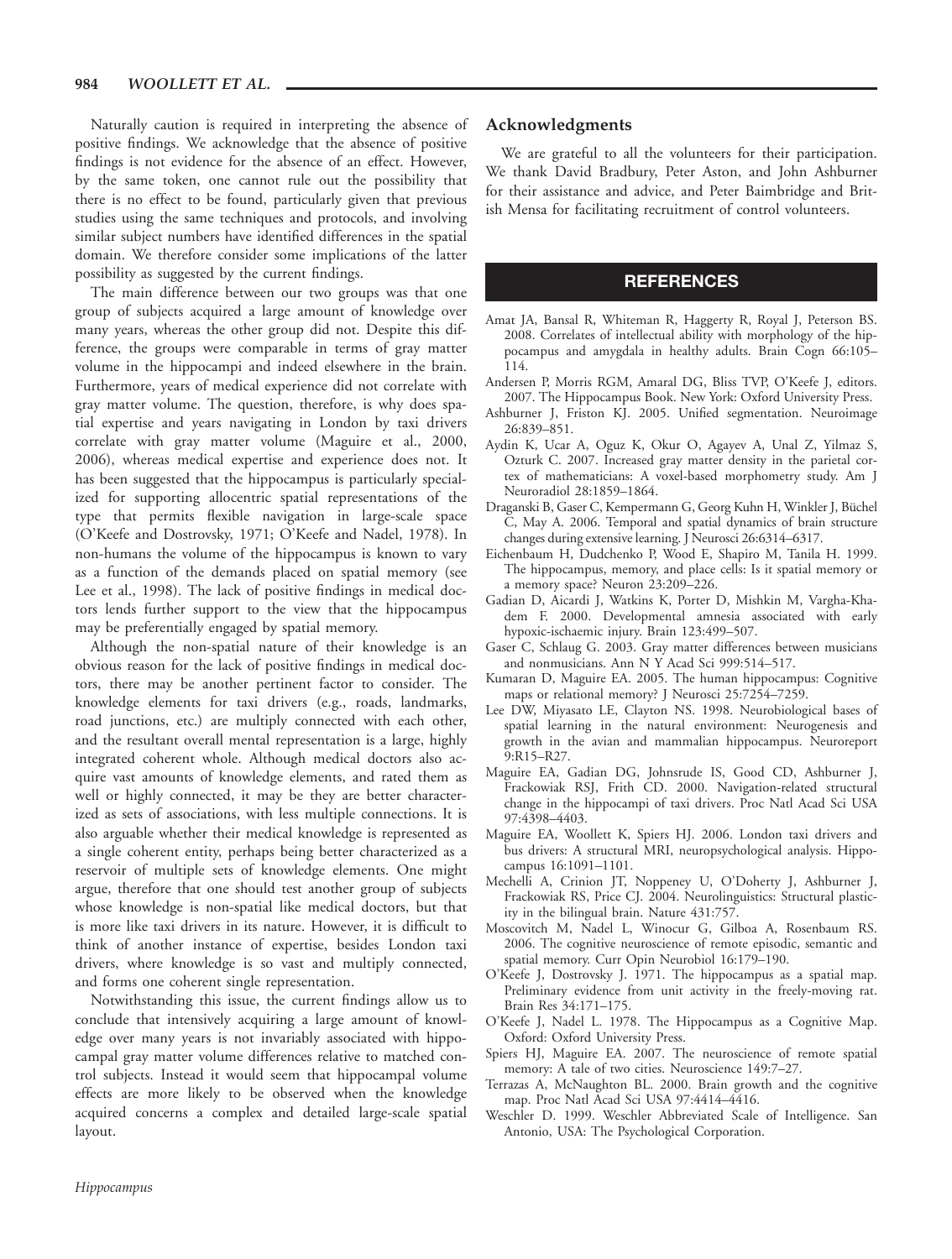Naturally caution is required in interpreting the absence of positive findings. We acknowledge that the absence of positive findings is not evidence for the absence of an effect. However, by the same token, one cannot rule out the possibility that there is no effect to be found, particularly given that previous studies using the same techniques and protocols, and involving similar subject numbers have identified differences in the spatial domain. We therefore consider some implications of the latter possibility as suggested by the current findings.

The main difference between our two groups was that one group of subjects acquired a large amount of knowledge over many years, whereas the other group did not. Despite this difference, the groups were comparable in terms of gray matter volume in the hippocampi and indeed elsewhere in the brain. Furthermore, years of medical experience did not correlate with gray matter volume. The question, therefore, is why does spatial expertise and years navigating in London by taxi drivers correlate with gray matter volume (Maguire et al., 2000, 2006), whereas medical expertise and experience does not. It has been suggested that the hippocampus is particularly specialized for supporting allocentric spatial representations of the type that permits flexible navigation in large-scale space (O'Keefe and Dostrovsky, 1971; O'Keefe and Nadel, 1978). In non-humans the volume of the hippocampus is known to vary as a function of the demands placed on spatial memory (see Lee et al., 1998). The lack of positive findings in medical doctors lends further support to the view that the hippocampus may be preferentially engaged by spatial memory.

Although the non-spatial nature of their knowledge is an obvious reason for the lack of positive findings in medical doctors, there may be another pertinent factor to consider. The knowledge elements for taxi drivers (e.g., roads, landmarks, road junctions, etc.) are multiply connected with each other, and the resultant overall mental representation is a large, highly integrated coherent whole. Although medical doctors also acquire vast amounts of knowledge elements, and rated them as well or highly connected, it may be they are better characterized as sets of associations, with less multiple connections. It is also arguable whether their medical knowledge is represented as a single coherent entity, perhaps being better characterized as a reservoir of multiple sets of knowledge elements. One might argue, therefore that one should test another group of subjects whose knowledge is non-spatial like medical doctors, but that is more like taxi drivers in its nature. However, it is difficult to think of another instance of expertise, besides London taxi drivers, where knowledge is so vast and multiply connected, and forms one coherent single representation.

Notwithstanding this issue, the current findings allow us to conclude that intensively acquiring a large amount of knowledge over many years is not invariably associated with hippocampal gray matter volume differences relative to matched control subjects. Instead it would seem that hippocampal volume effects are more likely to be observed when the knowledge acquired concerns a complex and detailed large-scale spatial layout.

## Acknowledgments

We are grateful to all the volunteers for their participation. We thank David Bradbury, Peter Aston, and John Ashburner for their assistance and advice, and Peter Baimbridge and British Mensa for facilitating recruitment of control volunteers.

## REFERENCES

Amat JA, Bansal R, Whiteman R, Haggerty R, Royal J, Peterson BS. 2008. Correlates of intellectual ability with morphology of the hippocampus and amygdala in healthy adults. Brain Cogn 66:105–114.

Andersen P, Morris RGM, Amaral DG, Bliss TVP, O'Keefe J, editors. 2007. The Hippocampus Book. New York: Oxford University Press.

Ashburner J, Friston KJ. 2005. Unified segmentation. Neuroimage 26:839–851.

Aydin K, Ucar A, Oguz K, Okur O, Agayev A, Unal Z, Yilmaz S, Ozturk C. 2007. Increased gray matter density in the parietal cortex of mathematicians: A voxel-based morphometry study. Am J Neuroradiol 28:1859–1864.

Draganski B, Gaser C, Kempermann G, Georg Kuhn H, Winkler J, Büchel C, May A. 2006. Temporal and spatial dynamics of brain structure changes during extensive learning. J Neurosci 26:6314–6317.

Eichenbaum H, Dudchenko P, Wood E, Shapiro M, Tanila H. 1999. The hippocampus, memory, and place cells: Is it spatial memory or a memory space? Neuron 23:209–226.

Gadian D, Aicardi J, Watkins K, Porter D, Mishkin M, Vargha-Khadem F. 2000. Developmental amnesia associated with early hypoxic-ischaemic injury. Brain 123:499–507.

Gaser C, Schlaug G. 2003. Gray matter differences between musicians and nonmusicians. Ann N Y Acad Sci 999:514–517.

Kumaran D, Maguire EA. 2005. The human hippocampus: Cognitive maps or relational memory? J Neurosci 25:7254–7259.

Lee DW, Miyasato LE, Clayton NS. 1998. Neurobiological bases of spatial learning in the natural environment: Neurogenesis and growth in the avian and mammalian hippocampus. Neuroreport 9:R15–R27.

Maguire EA, Gadian DG, Johnsrude IS, Good CD, Ashburner J, Frackowiak RSJ, Frith CD. 2000. Navigation-related structural change in the hippocampi of taxi drivers. Proc Natl Acad Sci USA 97:4398–4403.

Maguire EA, Woollett K, Spiers HJ. 2006. London taxi drivers and bus drivers: A structural MRI, neuropsychological analysis. Hippocampus 16:1091–1101.

Mechelli A, Crinion JT, Noppeney U, O'Doherty J, Ashburner J, Frackowiak RS, Price CJ. 2004. Neurolinguistics: Structural plasticity in the bilingual brain. Nature 431:757.

Moscovitch M, Nadel L, Winocur G, Gilboa A, Rosenbaum RS. 2006. The cognitive neuroscience of remote episodic, semantic and spatial memory. Curr Opin Neurobiol 16:179–190.

O'Keefe J, Dostrovsky J. 1971. The hippocampus as a spatial map. Preliminary evidence from unit activity in the freely-moving rat. Brain Res 34:171–175.

O'Keefe J, Nadel L. 1978. The Hippocampus as a Cognitive Map. Oxford: Oxford University Press.

Spiers HJ, Maguire EA. 2007. The neuroscience of remote spatial memory: A tale of two cities. Neuroscience 149:7–27.

Terrazas A, McNaughton BL. 2000. Brain growth and the cognitive map. Proc Natl Acad Sci USA 97:4414–4416.

Weschler D. 1999. Weschler Abbreviated Scale of Intelligence. San Antonio, USA: The Psychological Corporation.